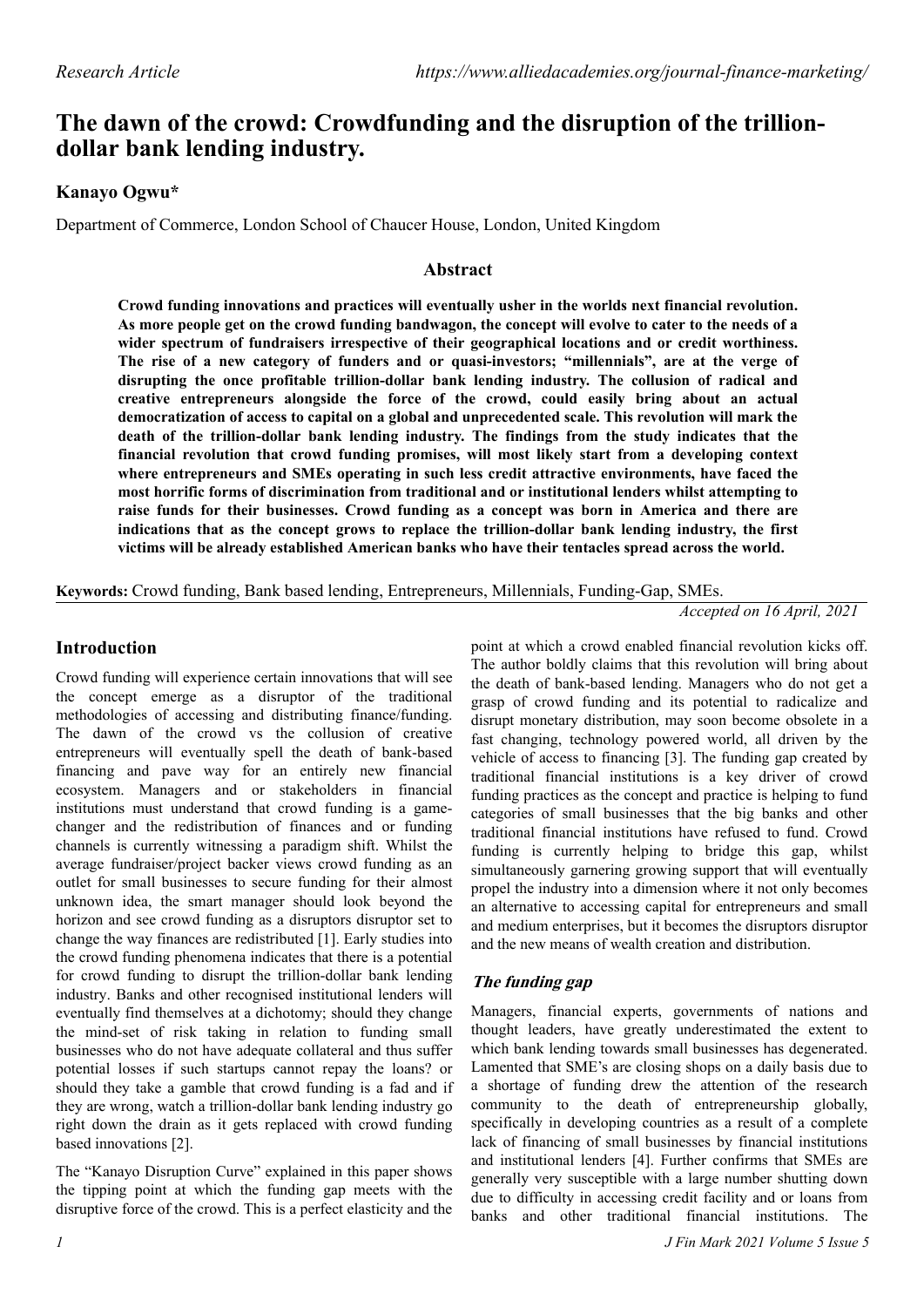# The dawn of the crowd: Crowdfunding and the disruption of the trillion-dollar bank lending industry.

**Kanayo Ogwu***

Department of Commerce, London School of Chaucer House, London, United Kingdom

## Abstract

**Crowd funding innovations and practices will eventually usher in the worlds next financial revolution. As more people get on the crowd funding bandwagon, the concept will evolve to cater to the needs of a wider spectrum of fundraisers irrespective of their geographical locations and or credit worthiness. The rise of a new category of funders and or quasi-investors; "millennials", are at the verge of disrupting the once profitable trillion-dollar bank lending industry. The collusion of radical and creative entrepreneurs alongside the force of the crowd, could easily bring about an actual democratization of access to capital on a global and unprecedented scale. This revolution will mark the death of the trillion-dollar bank lending industry. The findings from the study indicates that the financial revolution that crowd funding promises, will most likely start from a developing context where entrepreneurs and SMEs operating in such less credit attractive environments, have faced the most horrific forms of discrimination from traditional and or institutional lenders whilst attempting to raise funds for their businesses. Crowd funding as a concept was born in America and there are indications that as the concept grows to replace the trillion-dollar bank lending industry, the first victims will be already established American banks who have their tentacles spread across the world.**

**Keywords:** Crowd funding, Bank based lending, Entrepreneurs, Millennials, Funding-Gap, SMEs.

*Accepted on 16 April, 2021*

## Introduction

Crowd funding will experience certain innovations that will see the concept emerge as a disruptor of the traditional methodologies of accessing and distributing finance/funding. The dawn of the crowd vs the collusion of creative entrepreneurs will eventually spell the death of bank-based financing and pave way for an entirely new financial ecosystem. Managers and or stakeholders in financial institutions must understand that crowd funding is a game-changer and the redistribution of finances and or funding channels is currently witnessing a paradigm shift. Whilst the average fundraiser/project backer views crowd funding as an outlet for small businesses to secure funding for their almost unknown idea, the smart manager should look beyond the horizon and see crowd funding as a disruptors disruptor set to change the way finances are redistributed [1]. Early studies into the crowd funding phenomena indicates that there is a potential for crowd funding to disrupt the trillion-dollar bank lending industry. Banks and other recognised institutional lenders will eventually find themselves at a dichotomy; should they change the mind-set of risk taking in relation to funding small businesses who do not have adequate collateral and thus suffer potential losses if such startups cannot repay the loans? or should they take a gamble that crowd funding is a fad and if they are wrong, watch a trillion-dollar bank lending industry go right down the drain as it gets replaced with crowd funding based innovations [2].

The "Kanayo Disruption Curve" explained in this paper shows the tipping point at which the funding gap meets with the disruptive force of the crowd. This is a perfect elasticity and the point at which a crowd enabled financial revolution kicks off. The author boldly claims that this revolution will bring about the death of bank-based lending. Managers who do not get a grasp of crowd funding and its potential to radicalize and disrupt monetary distribution, may soon become obsolete in a fast changing, technology powered world, all driven by the vehicle of access to financing [3]. The funding gap created by traditional financial institutions is a key driver of crowd funding practices as the concept and practice is helping to fund categories of small businesses that the big banks and other traditional financial institutions have refused to fund. Crowd funding is currently helping to bridge this gap, whilst simultaneously garnering growing support that will eventually propel the industry into a dimension where it not only becomes an alternative to accessing capital for entrepreneurs and small and medium enterprises, but it becomes the disruptors disruptor and the new means of wealth creation and distribution.

### *The funding gap*

Managers, financial experts, governments of nations and thought leaders, have greatly underestimated the extent to which bank lending towards small businesses has degenerated. Lamented that SME's are closing shops on a daily basis due to a shortage of funding drew the attention of the research community to the death of entrepreneurship globally, specifically in developing countries as a result of a complete lack of financing of small businesses by financial institutions and institutional lenders [4]. Further confirms that SMEs are generally very susceptible with a large number shutting down due to difficulty in accessing credit facility and or loans from banks and other traditional financial institutions. The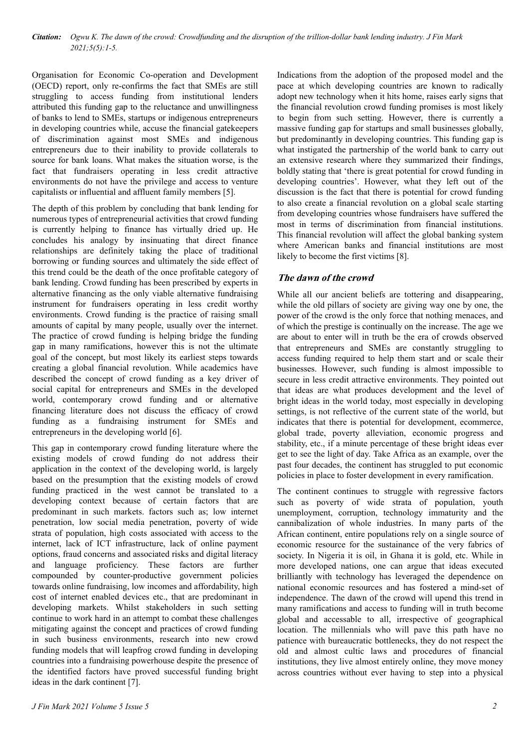Organisation for Economic Co-operation and Development (OECD) report, only re-confirms the fact that SMEs are still struggling to access funding from institutional lenders attributed this funding gap to the reluctance and unwillingness of banks to lend to SMEs, startups or indigenous entrepreneurs in developing countries while, accuse the financial gatekeepers of discrimination against most SMEs and indigenous entrepreneurs due to their inability to provide collaterals to source for bank loans. What makes the situation worse, is the fact that fundraisers operating in less credit attractive environments do not have the privilege and access to venture capitalists or influential and affluent family members [5].

The depth of this problem by concluding that bank lending for numerous types of entrepreneurial activities that crowd funding is currently helping to finance has virtually dried up. He concludes his analogy by insinuating that direct finance relationships are definitely taking the place of traditional borrowing or funding sources and ultimately the side effect of this trend could be the death of the once profitable category of bank lending. Crowd funding has been prescribed by experts in alternative financing as the only viable alternative fundraising instrument for fundraisers operating in less credit worthy environments. Crowd funding is the practice of raising small amounts of capital by many people, usually over the internet. The practice of crowd funding is helping bridge the funding gap in many ramifications, however this is not the ultimate goal of the concept, but most likely its earliest steps towards creating a global financial revolution. While academics have described the concept of crowd funding as a key driver of social capital for entrepreneurs and SMEs in the developed world, contemporary crowd funding and or alternative financing literature does not discuss the efficacy of crowd funding as a fundraising instrument for SMEs and entrepreneurs in the developing world [6].

This gap in contemporary crowd funding literature where the existing models of crowd funding do not address their application in the context of the developing world, is largely based on the presumption that the existing models of crowd funding practiced in the west cannot be translated to a developing context because of certain factors that are predominant in such markets. factors such as; low internet penetration, low social media penetration, poverty of wide strata of population, high costs associated with access to the internet, lack of ICT infrastructure, lack of online payment options, fraud concerns and associated risks and digital literacy and language proficiency. These factors are further compounded by counter-productive government policies towards online fundraising, low incomes and affordability, high cost of internet enabled devices etc., that are predominant in developing markets. Whilst stakeholders in such setting continue to work hard in an attempt to combat these challenges mitigating against the concept and practices of crowd funding in such business environments, research into new crowd funding models that will leapfrog crowd funding in developing countries into a fundraising powerhouse despite the presence of the identified factors have proved successful funding bright ideas in the dark continent [7].

Indications from the adoption of the proposed model and the pace at which developing countries are known to radically adopt new technology when it hits home, raises early signs that the financial revolution crowd funding promises is most likely to begin from such setting. However, there is currently a massive funding gap for startups and small businesses globally, but predominantly in developing countries. This funding gap is what instigated the partnership of the world bank to carry out an extensive research where they summarized their findings, boldly stating that 'there is great potential for crowd funding in developing countries'. However, what they left out of the discussion is the fact that there is potential for crowd funding to also create a financial revolution on a global scale starting from developing countries whose fundraisers have suffered the most in terms of discrimination from financial institutions. This financial revolution will affect the global banking system where American banks and financial institutions are most likely to become the first victims [8].

## The dawn of the crowd

While all our ancient beliefs are tottering and disappearing, while the old pillars of society are giving way one by one, the power of the crowd is the only force that nothing menaces, and of which the prestige is continually on the increase. The age we are about to enter will in truth be the era of crowds observed that entrepreneurs and SMEs are constantly struggling to access funding required to help them start and or scale their businesses. However, such funding is almost impossible to secure in less credit attractive environments. They pointed out that ideas are what produces development and the level of bright ideas in the world today, most especially in developing settings, is not reflective of the current state of the world, but indicates that there is potential for development, ecommerce, global trade, poverty alleviation, economic progress and stability, etc., if a minute percentage of these bright ideas ever get to see the light of day. Take Africa as an example, over the past four decades, the continent has struggled to put economic policies in place to foster development in every ramification.

The continent continues to struggle with regressive factors such as poverty of wide strata of population, youth unemployment, corruption, technology immaturity and the cannibalization of whole industries. In many parts of the African continent, entire populations rely on a single source of economic resource for the sustainance of the very fabrics of society. In Nigeria it is oil, in Ghana it is gold, etc. While in more developed nations, one can argue that ideas executed brilliantly with technology has leveraged the dependence on national economic resources and has fostered a mind-set of independence. The dawn of the crowd will upend this trend in many ramifications and access to funding will in truth become global and accessable to all, irrespective of geographical location. The millennials who will pave this path have no patience with bureaucratic bottlenecks, they do not respect the old and almost cultic laws and procedures of financial institutions, they live almost entirely online, they move money across countries without ever having to step into a physical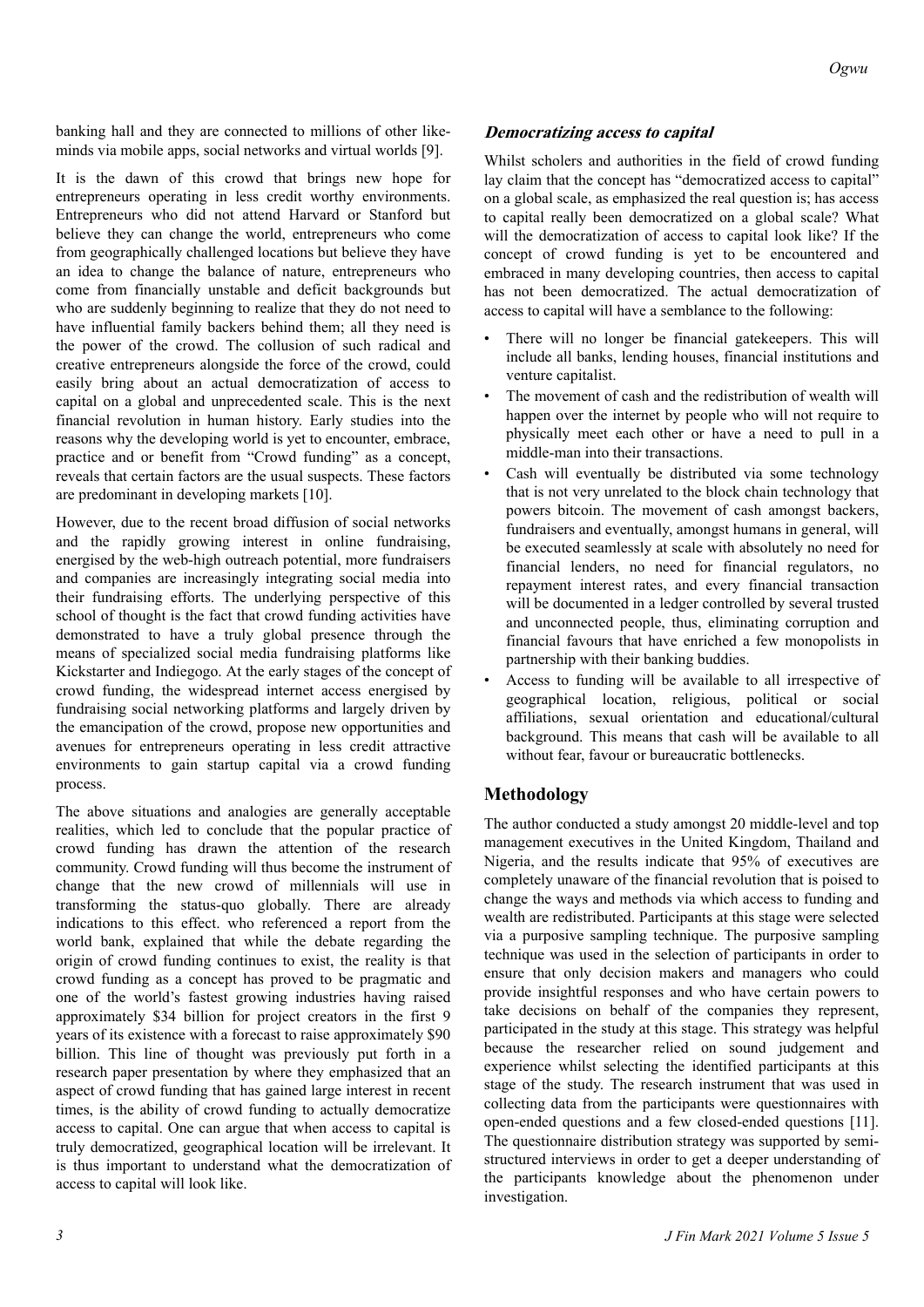banking hall and they are connected to millions of other like-minds via mobile apps, social networks and virtual worlds [9].

It is the dawn of this crowd that brings new hope for entrepreneurs operating in less credit worthy environments. Entrepreneurs who did not attend Harvard or Stanford but believe they can change the world, entrepreneurs who come from geographically challenged locations but believe they have an idea to change the balance of nature, entrepreneurs who come from financially unstable and deficit backgrounds but who are suddenly beginning to realize that they do not need to have influential family backers behind them; all they need is the power of the crowd. The collusion of such radical and creative entrepreneurs alongside the force of the crowd, could easily bring about an actual democratization of access to capital on a global and unprecedented scale. This is the next financial revolution in human history. Early studies into the reasons why the developing world is yet to encounter, embrace, practice and or benefit from "Crowd funding" as a concept, reveals that certain factors are the usual suspects. These factors are predominant in developing markets [10].

However, due to the recent broad diffusion of social networks and the rapidly growing interest in online fundraising, energised by the web-high outreach potential, more fundraisers and companies are increasingly integrating social media into their fundraising efforts. The underlying perspective of this school of thought is the fact that crowd funding activities have demonstrated to have a truly global presence through the means of specialized social media fundraising platforms like Kickstarter and Indiegogo. At the early stages of the concept of crowd funding, the widespread internet access energised by fundraising social networking platforms and largely driven by the emancipation of the crowd, propose new opportunities and avenues for entrepreneurs operating in less credit attractive environments to gain startup capital via a crowd funding process.

The above situations and analogies are generally acceptable realities, which led to conclude that the popular practice of crowd funding has drawn the attention of the research community. Crowd funding will thus become the instrument of change that the new crowd of millennials will use in transforming the status-quo globally. There are already indications to this effect. who referenced a report from the world bank, explained that while the debate regarding the origin of crowd funding continues to exist, the reality is that crowd funding as a concept has proved to be pragmatic and one of the world's fastest growing industries having raised approximately $34 billion for project creators in the first 9 years of its existence with a forecast to raise approximately $90 billion. This line of thought was previously put forth in a research paper presentation by where they emphasized that an aspect of crowd funding that has gained large interest in recent times, is the ability of crowd funding to actually democratize access to capital. One can argue that when access to capital is truly democratized, geographical location will be irrelevant. It is thus important to understand what the democratization of access to capital will look like.

### *Democratizing access to capital*

Whilst scholers and authorities in the field of crowd funding lay claim that the concept has "democratized access to capital" on a global scale, as emphasized the real question is; has access to capital really been democratized on a global scale? What will the democratization of access to capital look like? If the concept of crowd funding is yet to be encountered and embraced in many developing countries, then access to capital has not been democratized. The actual democratization of access to capital will have a semblance to the following:

- There will no longer be financial gatekeepers. This will include all banks, lending houses, financial institutions and venture capitalist.
- The movement of cash and the redistribution of wealth will happen over the internet by people who will not require to physically meet each other or have a need to pull in a middle-man into their transactions.
- Cash will eventually be distributed via some technology that is not very unrelated to the block chain technology that powers bitcoin. The movement of cash amongst backers, fundraisers and eventually, amongst humans in general, will be executed seamlessly at scale with absolutely no need for financial lenders, no need for financial regulators, no repayment interest rates, and every financial transaction will be documented in a ledger controlled by several trusted and unconnected people, thus, eliminating corruption and financial favours that have enriched a few monopolists in partnership with their banking buddies.
- Access to funding will be available to all irrespective of geographical location, religious, political or social affiliations, sexual orientation and educational/cultural background. This means that cash will be available to all without fear, favour or bureaucratic bottlenecks.

## Methodology

The author conducted a study amongst 20 middle-level and top management executives in the United Kingdom, Thailand and Nigeria, and the results indicate that 95% of executives are completely unaware of the financial revolution that is poised to change the ways and methods via which access to funding and wealth are redistributed. Participants at this stage were selected via a purposive sampling technique. The purposive sampling technique was used in the selection of participants in order to ensure that only decision makers and managers who could provide insightful responses and who have certain powers to take decisions on behalf of the companies they represent, participated in the study at this stage. This strategy was helpful because the researcher relied on sound judgement and experience whilst selecting the identified participants at this stage of the study. The research instrument that was used in collecting data from the participants were questionnaires with open-ended questions and a few closed-ended questions [11]. The questionnaire distribution strategy was supported by semi-structured interviews in order to get a deeper understanding of the participants knowledge about the phenomenon under investigation.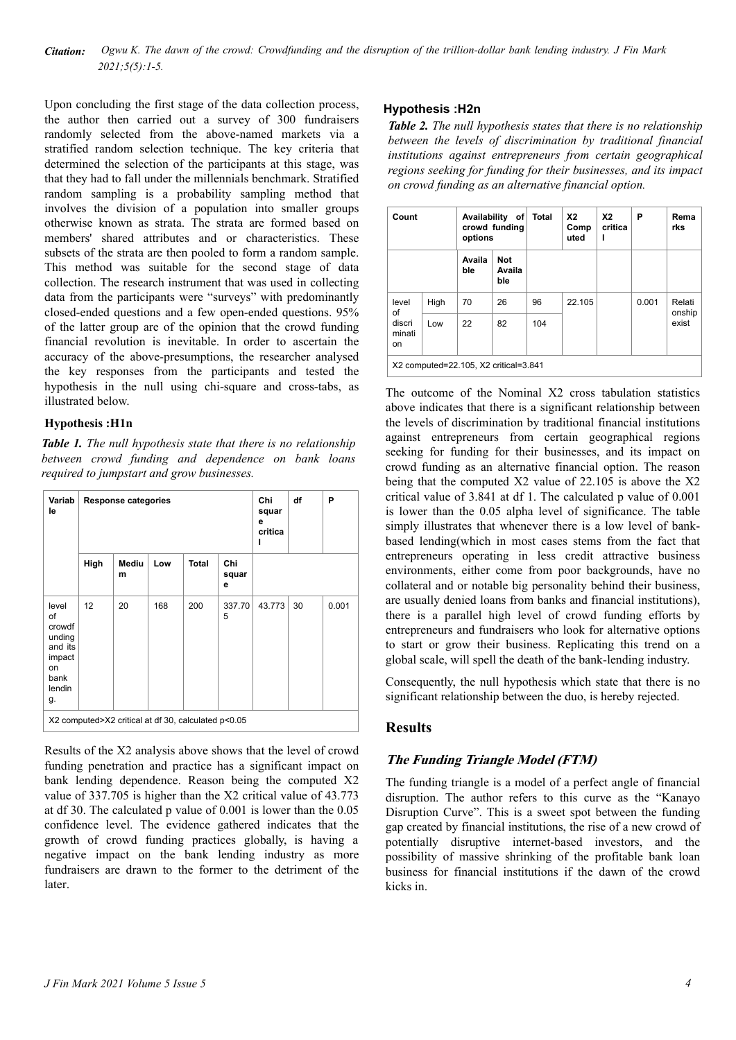Upon concluding the first stage of the data collection process, the author then carried out a survey of 300 fundraisers randomly selected from the above-named markets via a stratified random selection technique. The key criteria that determined the selection of the participants at this stage, was that they had to fall under the millennials benchmark. Stratified random sampling is a probability sampling method that involves the division of a population into smaller groups otherwise known as strata. The strata are formed based on members' shared attributes and or characteristics. These subsets of the strata are then pooled to form a random sample. This method was suitable for the second stage of data collection. The research instrument that was used in collecting data from the participants were "surveys" with predominantly closed-ended questions and a few open-ended questions. 95% of the latter group are of the opinion that the crowd funding financial revolution is inevitable. In order to ascertain the accuracy of the above-presumptions, the researcher analysed the key responses from the participants and tested the hypothesis in the null using chi-square and cross-tabs, as illustrated below.

### Hypothesis :H1n

***Table 1.*** *The null hypothesis state that there is no relationship between crowd funding and dependence on bank loans required to jumpstart and grow businesses.*

| Variable | Response categories | | | | | Chi square critical | df | P |
|---|---|---|---|---|---|---|---|---|
| | High | Medium | Low | Total | Chi square | | | |
| level of crowdfunding and its impact on bank lending. | 12 | 20 | 168 | 200 | 337.705 | 43.773 | 30 | 0.001 |
| X2 computed>X2 critical at df 30, calculated p<0.05 | | | | | | | | |

Results of the X2 analysis above shows that the level of crowd funding penetration and practice has a significant impact on bank lending dependence. Reason being the computed X2 value of 337.705 is higher than the X2 critical value of 43.773 at df 30. The calculated p value of 0.001 is lower than the 0.05 confidence level. The evidence gathered indicates that the growth of crowd funding practices globally, is having a negative impact on the bank lending industry as more fundraisers are drawn to the former to the detriment of the later.

### Hypothesis :H2n

***Table 2.*** *The null hypothesis states that there is no relationship between the levels of discrimination by traditional financial institutions against entrepreneurs from certain geographical regions seeking for funding for their businesses, and its impact on crowd funding as an alternative financial option.*

| Count | | Availability of crowd funding options | | Total | X2 Computed | X2 critical | P | Remarks |
|---|---|---|---|---|---|---|---|---|
| | | Available | Not Available | | | | | |
| level of discrimination | High | 70 | 26 | 96 | 22.105 | | 0.001 | Relationship exist |
| | Low | 22 | 82 | 104 | | | | |
| X2 computed=22.105, X2 critical=3.841 | | | | | | | | |

The outcome of the Nominal X2 cross tabulation statistics above indicates that there is a significant relationship between the levels of discrimination by traditional financial institutions against entrepreneurs from certain geographical regions seeking for funding for their businesses, and its impact on crowd funding as an alternative financial option. The reason being that the computed X2 value of 22.105 is above the X2 critical value of 3.841 at df 1. The calculated p value of 0.001 is lower than the 0.05 alpha level of significance. The table simply illustrates that whenever there is a low level of bank-based lending(which in most cases stems from the fact that entrepreneurs operating in less credit attractive business environments, either come from poor backgrounds, have no collateral and or notable big personality behind their business, are usually denied loans from banks and financial institutions), there is a parallel high level of crowd funding efforts by entrepreneurs and fundraisers who look for alternative options to start or grow their business. Replicating this trend on a global scale, will spell the death of the bank-lending industry.

Consequently, the null hypothesis which state that there is no significant relationship between the duo, is hereby rejected.

## Results

### *The Funding Triangle Model (FTM)*

The funding triangle is a model of a perfect angle of financial disruption. The author refers to this curve as the "Kanayo Disruption Curve". This is a sweet spot between the funding gap created by financial institutions, the rise of a new crowd of potentially disruptive internet-based investors, and the possibility of massive shrinking of the profitable bank loan business for financial institutions if the dawn of the crowd kicks in.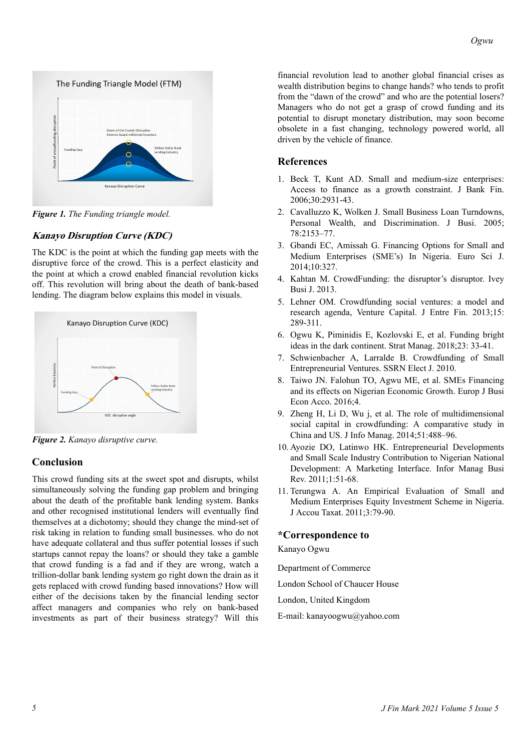The Funding Triangle Model (FTM)

Point of crowdfunding disruption

Dawn of the Crowd: Disruptive internet-based millennial investors.

Funding Gap

Trillion-Dollar Bank Lending Industry

Kanayo Disruption Curve

***Figure 1.*** *The Funding triangle model.*

### *Kanayo Disruption Curve (KDC)*

The KDC is the point at which the funding gap meets with the disruptive force of the crowd. This is a perfect elasticity and the point at which a crowd enabled financial revolution kicks off. This revolution will bring about the death of bank-based lending. The diagram below explains this model in visuals.

Kanayo Disruption Curve (KDC)

Perfect Elasticity

Point of Disruption

Funding Gap

Trillion-Dollar Bank Lending Industry

KDC disruptive angle

***Figure 2.*** *Kanayo disruptive curve.*

## Conclusion

This crowd funding sits at the sweet spot and disrupts, whilst simultaneously solving the funding gap problem and bringing about the death of the profitable bank lending system. Banks and other recognised institutional lenders will eventually find themselves at a dichotomy; should they change the mind-set of risk taking in relation to funding small businesses. who do not have adequate collateral and thus suffer potential losses if such startups cannot repay the loans? or should they take a gamble that crowd funding is a fad and if they are wrong, watch a trillion-dollar bank lending system go right down the drain as it gets replaced with crowd funding based innovations? How will either of the decisions taken by the financial lending sector affect managers and companies who rely on bank-based investments as part of their business strategy? Will this financial revolution lead to another global financial crises as wealth distribution begins to change hands? who tends to profit from the "dawn of the crowd" and who are the potential losers? Managers who do not get a grasp of crowd funding and its potential to disrupt monetary distribution, may soon become obsolete in a fast changing, technology powered world, all driven by the vehicle of finance.

## References

1. Beck T, Kunt AD. Small and medium-size enterprises: Access to finance as a growth constraint. J Bank Fin. 2006;30:2931-43.
2. Cavalluzzo K, Wolken J. Small Business Loan Turndowns, Personal Wealth, and Discrimination. J Busi. 2005; 78:2153–77.
3. Gbandi EC, Amissah G. Financing Options for Small and Medium Enterprises (SME's) In Nigeria. Euro Sci J. 2014;10:327.
4. Kahtan M. CrowdFunding: the disruptor's disruptor. Ivey Busi J. 2013.
5. Lehner OM. Crowdfunding social ventures: a model and research agenda, Venture Capital. J Entre Fin. 2013;15: 289-311.
6. Ogwu K, Piminidis E, Kozlovski E, et al. Funding bright ideas in the dark continent. Strat Manag. 2018;23: 33-41.
7. Schwienbacher A, Larralde B. Crowdfunding of Small Entrepreneurial Ventures. SSRN Elect J. 2010.
8. Taiwo JN. Falohun TO, Agwu ME, et al. SMEs Financing and its effects on Nigerian Economic Growth. Europ J Busi Econ Acco. 2016;4.
9. Zheng H, Li D, Wu j, et al. The role of multidimensional social capital in crowdfunding: A comparative study in China and US. J Info Manag. 2014;51:488–96.
10. Ayozie DO, Latinwo HK. Entrepreneurial Developments and Small Scale Industry Contribution to Nigerian National Development: A Marketing Interface. Infor Manag Busi Rev. 2011;1:51-68.
11. Terungwa A. An Empirical Evaluation of Small and Medium Enterprises Equity Investment Scheme in Nigeria. J Accou Taxat. 2011;3:79-90.

## *Correspondence to

Kanayo Ogwu

Department of Commerce

London School of Chaucer House

London, United Kingdom

E-mail: kanayoogwu@yahoo.com